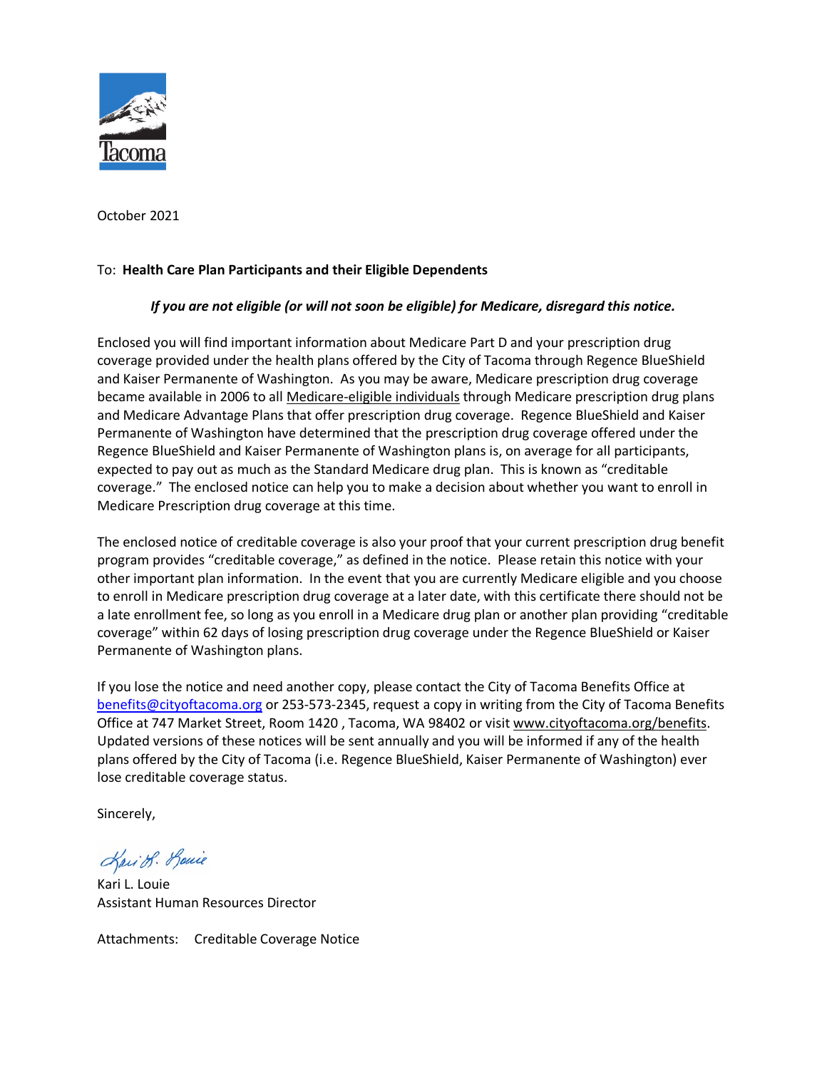Tacoma

October 2021

To: **Health Care Plan Participants and their Eligible Dependents**

***If you are not eligible (or will not soon be eligible) for Medicare, disregard this notice.***

Enclosed you will find important information about Medicare Part D and your prescription drug coverage provided under the health plans offered by the City of Tacoma through Regence BlueShield and Kaiser Permanente of Washington. As you may be aware, Medicare prescription drug coverage became available in 2006 to all Medicare-eligible individuals through Medicare prescription drug plans and Medicare Advantage Plans that offer prescription drug coverage. Regence BlueShield and Kaiser Permanente of Washington have determined that the prescription drug coverage offered under the Regence BlueShield and Kaiser Permanente of Washington plans is, on average for all participants, expected to pay out as much as the Standard Medicare drug plan. This is known as "creditable coverage." The enclosed notice can help you to make a decision about whether you want to enroll in Medicare Prescription drug coverage at this time.

The enclosed notice of creditable coverage is also your proof that your current prescription drug benefit program provides "creditable coverage," as defined in the notice. Please retain this notice with your other important plan information. In the event that you are currently Medicare eligible and you choose to enroll in Medicare prescription drug coverage at a later date, with this certificate there should not be a late enrollment fee, so long as you enroll in a Medicare drug plan or another plan providing "creditable coverage" within 62 days of losing prescription drug coverage under the Regence BlueShield or Kaiser Permanente of Washington plans.

If you lose the notice and need another copy, please contact the City of Tacoma Benefits Office at benefits@cityoftacoma.org or 253-573-2345, request a copy in writing from the City of Tacoma Benefits Office at 747 Market Street, Room 1420 , Tacoma, WA 98402 or visit www.cityoftacoma.org/benefits. Updated versions of these notices will be sent annually and you will be informed if any of the health plans offered by the City of Tacoma (i.e. Regence BlueShield, Kaiser Permanente of Washington) ever lose creditable coverage status.

Sincerely,

Kari L. Louie
Assistant Human Resources Director

Attachments: Creditable Coverage Notice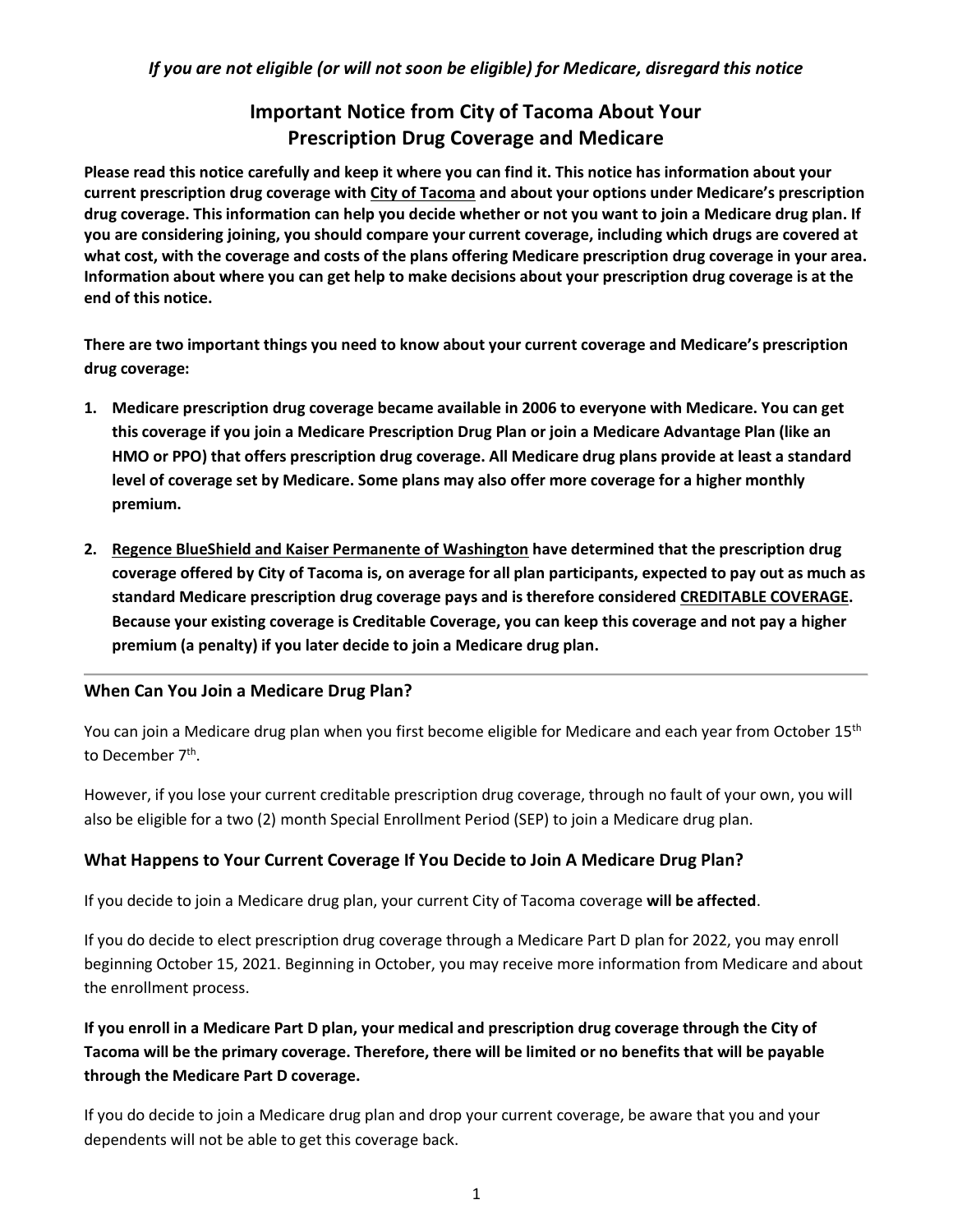*If you are not eligible (or will not soon be eligible) for Medicare, disregard this notice*

# Important Notice from City of Tacoma About Your Prescription Drug Coverage and Medicare

**Please read this notice carefully and keep it where you can find it. This notice has information about your current prescription drug coverage with City of Tacoma and about your options under Medicare's prescription drug coverage. This information can help you decide whether or not you want to join a Medicare drug plan. If you are considering joining, you should compare your current coverage, including which drugs are covered at what cost, with the coverage and costs of the plans offering Medicare prescription drug coverage in your area. Information about where you can get help to make decisions about your prescription drug coverage is at the end of this notice.**

**There are two important things you need to know about your current coverage and Medicare's prescription drug coverage:**

1. **Medicare prescription drug coverage became available in 2006 to everyone with Medicare. You can get this coverage if you join a Medicare Prescription Drug Plan or join a Medicare Advantage Plan (like an HMO or PPO) that offers prescription drug coverage. All Medicare drug plans provide at least a standard level of coverage set by Medicare. Some plans may also offer more coverage for a higher monthly premium.**

2. **Regence BlueShield and Kaiser Permanente of Washington have determined that the prescription drug coverage offered by City of Tacoma is, on average for all plan participants, expected to pay out as much as standard Medicare prescription drug coverage pays and is therefore considered CREDITABLE COVERAGE. Because your existing coverage is Creditable Coverage, you can keep this coverage and not pay a higher premium (a penalty) if you later decide to join a Medicare drug plan.**

## When Can You Join a Medicare Drug Plan?

You can join a Medicare drug plan when you first become eligible for Medicare and each year from October 15th to December 7th.

However, if you lose your current creditable prescription drug coverage, through no fault of your own, you will also be eligible for a two (2) month Special Enrollment Period (SEP) to join a Medicare drug plan.

## What Happens to Your Current Coverage If You Decide to Join A Medicare Drug Plan?

If you decide to join a Medicare drug plan, your current City of Tacoma coverage **will be affected**.

If you do decide to elect prescription drug coverage through a Medicare Part D plan for 2022, you may enroll beginning October 15, 2021. Beginning in October, you may receive more information from Medicare and about the enrollment process.

**If you enroll in a Medicare Part D plan, your medical and prescription drug coverage through the City of Tacoma will be the primary coverage. Therefore, there will be limited or no benefits that will be payable through the Medicare Part D coverage.**

If you do decide to join a Medicare drug plan and drop your current coverage, be aware that you and your dependents will not be able to get this coverage back.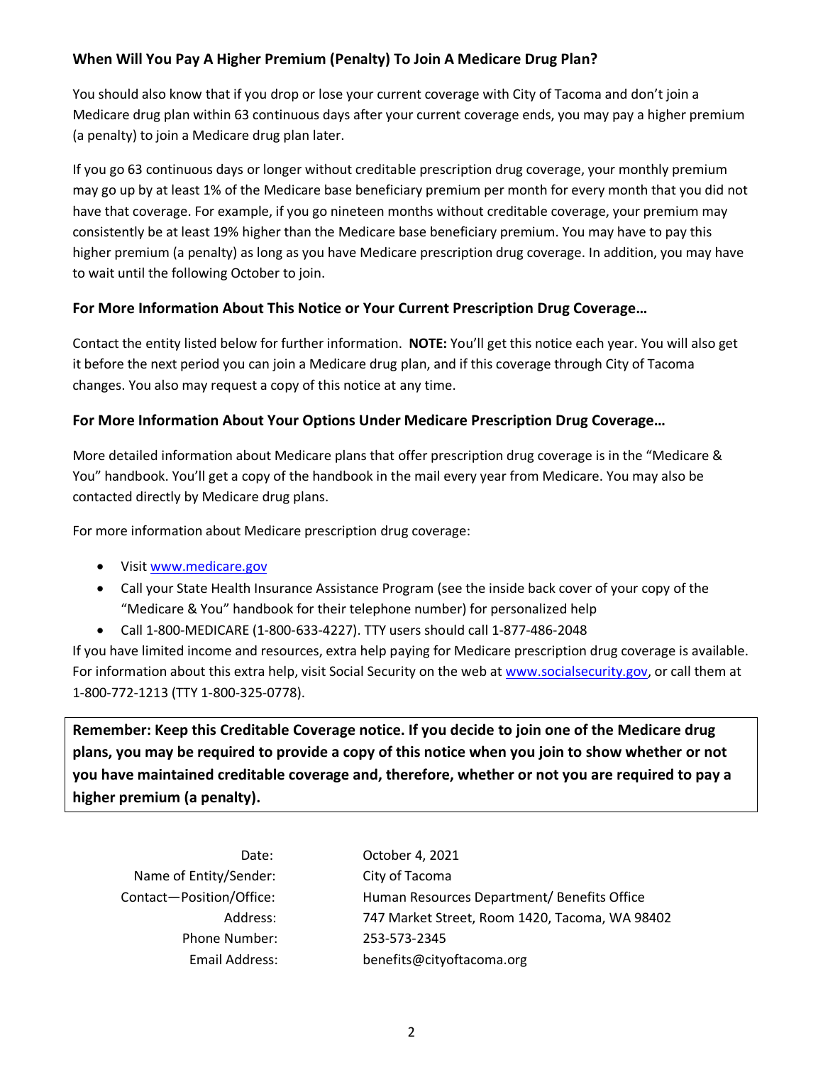### When Will You Pay A Higher Premium (Penalty) To Join A Medicare Drug Plan?

You should also know that if you drop or lose your current coverage with City of Tacoma and don't join a Medicare drug plan within 63 continuous days after your current coverage ends, you may pay a higher premium (a penalty) to join a Medicare drug plan later.

If you go 63 continuous days or longer without creditable prescription drug coverage, your monthly premium may go up by at least 1% of the Medicare base beneficiary premium per month for every month that you did not have that coverage. For example, if you go nineteen months without creditable coverage, your premium may consistently be at least 19% higher than the Medicare base beneficiary premium. You may have to pay this higher premium (a penalty) as long as you have Medicare prescription drug coverage. In addition, you may have to wait until the following October to join.

### For More Information About This Notice or Your Current Prescription Drug Coverage…

Contact the entity listed below for further information. **NOTE:** You'll get this notice each year. You will also get it before the next period you can join a Medicare drug plan, and if this coverage through City of Tacoma changes. You also may request a copy of this notice at any time.

### For More Information About Your Options Under Medicare Prescription Drug Coverage…

More detailed information about Medicare plans that offer prescription drug coverage is in the "Medicare & You" handbook. You'll get a copy of the handbook in the mail every year from Medicare. You may also be contacted directly by Medicare drug plans.

For more information about Medicare prescription drug coverage:

- Visit www.medicare.gov
- Call your State Health Insurance Assistance Program (see the inside back cover of your copy of the "Medicare & You" handbook for their telephone number) for personalized help
- Call 1-800-MEDICARE (1-800-633-4227). TTY users should call 1-877-486-2048

If you have limited income and resources, extra help paying for Medicare prescription drug coverage is available. For information about this extra help, visit Social Security on the web at www.socialsecurity.gov, or call them at 1-800-772-1213 (TTY 1-800-325-0778).

**Remember: Keep this Creditable Coverage notice. If you decide to join one of the Medicare drug plans, you may be required to provide a copy of this notice when you join to show whether or not you have maintained creditable coverage and, therefore, whether or not you are required to pay a higher premium (a penalty).**

| | |
|---|---|
| Date: | October 4, 2021 |
| Name of Entity/Sender: | City of Tacoma |
| Contact—Position/Office: | Human Resources Department/ Benefits Office |
| Address: | 747 Market Street, Room 1420, Tacoma, WA 98402 |
| Phone Number: | 253-573-2345 |
| Email Address: | benefits@cityoftacoma.org |